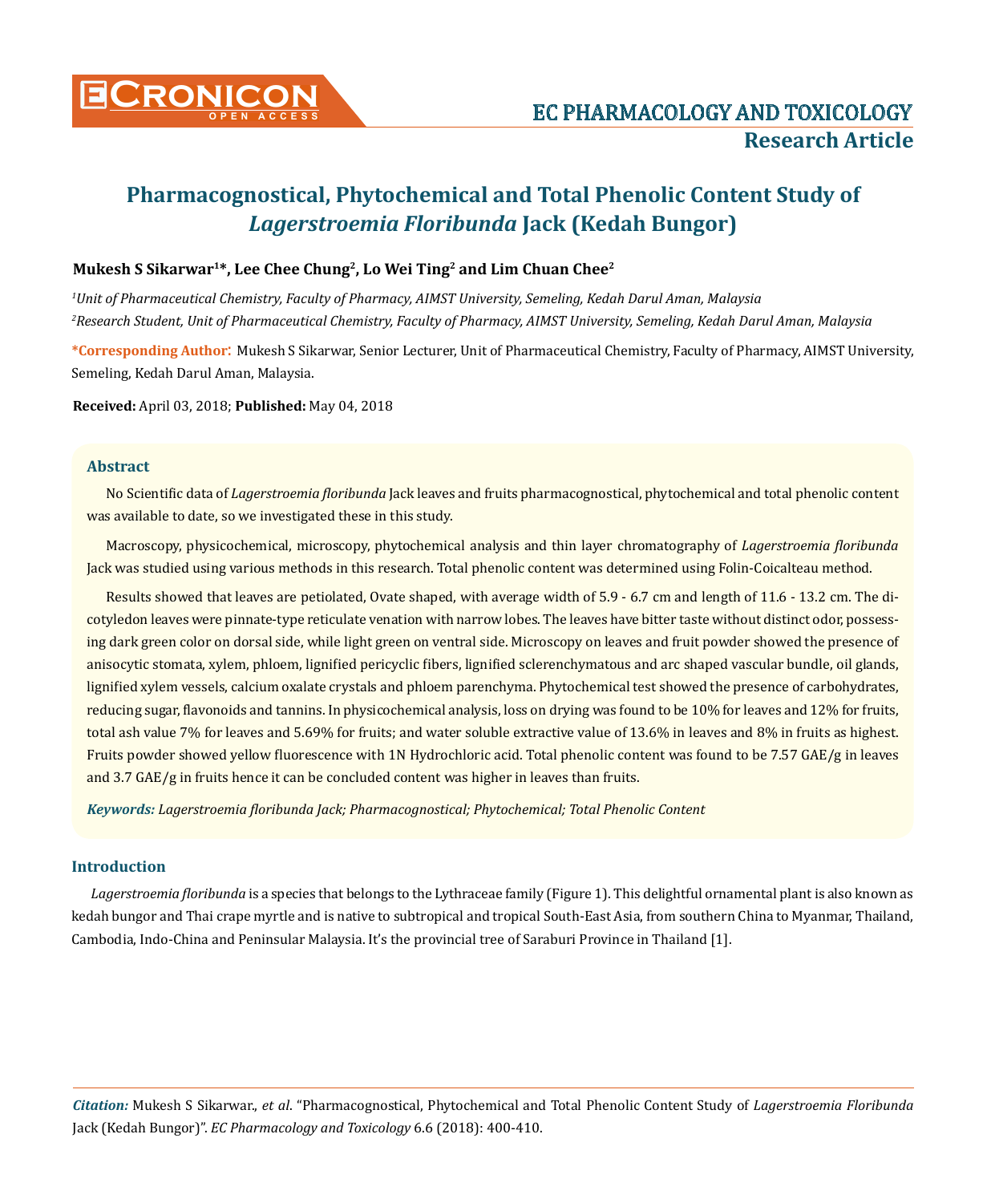# Pharmacognostical, Phytochemical and Total Phenolic Content Study of *Lagerstroemia Floribunda* Jack (Kedah Bungor)

**Mukesh S Sikarwar[1]*, Lee Chee Chung[2], Lo Wei Ting[2] and Lim Chuan Chee[2]**

*[1]Unit of Pharmaceutical Chemistry, Faculty of Pharmacy, AIMST University, Semeling, Kedah Darul Aman, Malaysia*

*[2]Research Student, Unit of Pharmaceutical Chemistry, Faculty of Pharmacy, AIMST University, Semeling, Kedah Darul Aman, Malaysia*

**\*Corresponding Author:** Mukesh S Sikarwar, Senior Lecturer, Unit of Pharmaceutical Chemistry, Faculty of Pharmacy, AIMST University, Semeling, Kedah Darul Aman, Malaysia.

**Received:** April 03, 2018; **Published:** May 04, 2018

## Abstract

No Scientific data of *Lagerstroemia floribunda* Jack leaves and fruits pharmacognostical, phytochemical and total phenolic content was available to date, so we investigated these in this study.

Macroscopy, physicochemical, microscopy, phytochemical analysis and thin layer chromatography of *Lagerstroemia floribunda* Jack was studied using various methods in this research. Total phenolic content was determined using Folin-Coicalteau method.

Results showed that leaves are petiolated, Ovate shaped, with average width of 5.9 - 6.7 cm and length of 11.6 - 13.2 cm. The dicotyledon leaves were pinnate-type reticulate venation with narrow lobes. The leaves have bitter taste without distinct odor, possessing dark green color on dorsal side, while light green on ventral side. Microscopy on leaves and fruit powder showed the presence of anisocytic stomata, xylem, phloem, lignified pericyclic fibers, lignified sclerenchymatous and arc shaped vascular bundle, oil glands, lignified xylem vessels, calcium oxalate crystals and phloem parenchyma. Phytochemical test showed the presence of carbohydrates, reducing sugar, flavonoids and tannins. In physicochemical analysis, loss on drying was found to be 10% for leaves and 12% for fruits, total ash value 7% for leaves and 5.69% for fruits; and water soluble extractive value of 13.6% in leaves and 8% in fruits as highest. Fruits powder showed yellow fluorescence with 1N Hydrochloric acid. Total phenolic content was found to be 7.57 GAE/g in leaves and 3.7 GAE/g in fruits hence it can be concluded content was higher in leaves than fruits.

***Keywords:*** *Lagerstroemia floribunda Jack; Pharmacognostical; Phytochemical; Total Phenolic Content*

## Introduction

*Lagerstroemia floribunda* is a species that belongs to the Lythraceae family (Figure 1). This delightful ornamental plant is also known as kedah bungor and Thai crape myrtle and is native to subtropical and tropical South-East Asia, from southern China to Myanmar, Thailand, Cambodia, Indo-China and Peninsular Malaysia. It's the provincial tree of Saraburi Province in Thailand [1].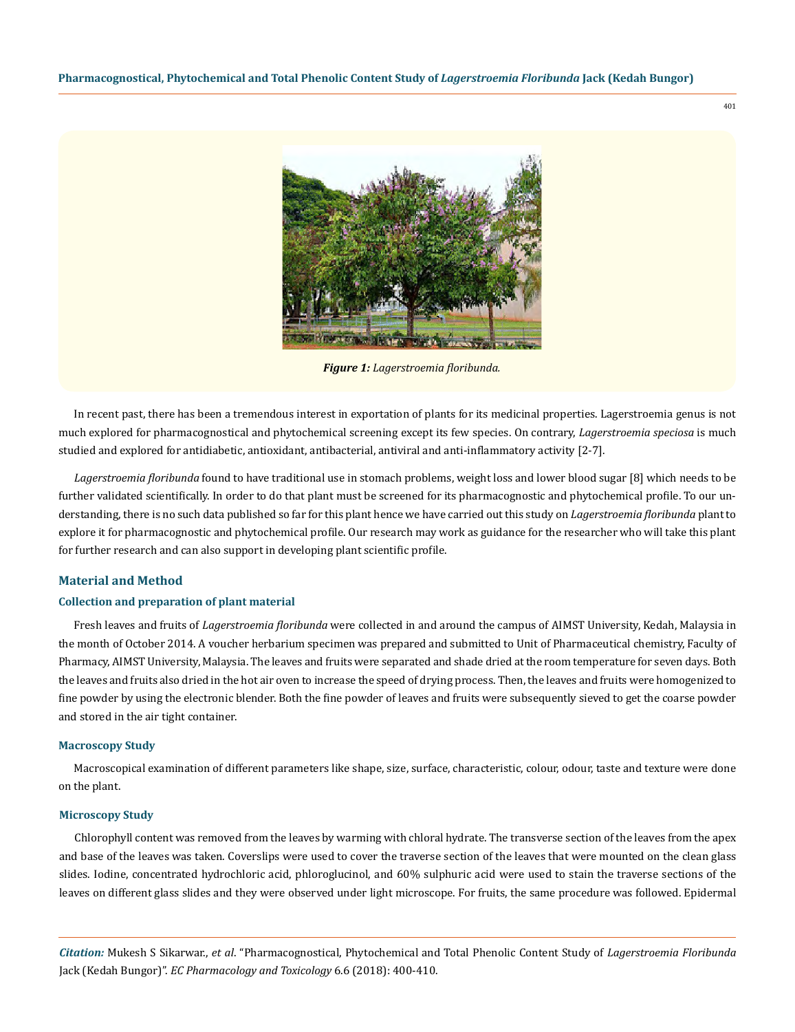*Figure 1: Lagerstroemia floribunda.*

In recent past, there has been a tremendous interest in exportation of plants for its medicinal properties. Lagerstroemia genus is not much explored for pharmacognostical and phytochemical screening except its few species. On contrary, *Lagerstroemia speciosa* is much studied and explored for antidiabetic, antioxidant, antibacterial, antiviral and anti-inflammatory activity [2-7].

*Lagerstroemia floribunda* found to have traditional use in stomach problems, weight loss and lower blood sugar [8] which needs to be further validated scientifically. In order to do that plant must be screened for its pharmacognostic and phytochemical profile. To our understanding, there is no such data published so far for this plant hence we have carried out this study on *Lagerstroemia floribunda* plant to explore it for pharmacognostic and phytochemical profile. Our research may work as guidance for the researcher who will take this plant for further research and can also support in developing plant scientific profile.

## Material and Method

### Collection and preparation of plant material

Fresh leaves and fruits of *Lagerstroemia floribunda* were collected in and around the campus of AIMST University, Kedah, Malaysia in the month of October 2014. A voucher herbarium specimen was prepared and submitted to Unit of Pharmaceutical chemistry, Faculty of Pharmacy, AIMST University, Malaysia. The leaves and fruits were separated and shade dried at the room temperature for seven days. Both the leaves and fruits also dried in the hot air oven to increase the speed of drying process. Then, the leaves and fruits were homogenized to fine powder by using the electronic blender. Both the fine powder of leaves and fruits were subsequently sieved to get the coarse powder and stored in the air tight container.

### Macroscopy Study

Macroscopical examination of different parameters like shape, size, surface, characteristic, colour, odour, taste and texture were done on the plant.

### Microscopy Study

Chlorophyll content was removed from the leaves by warming with chloral hydrate. The transverse section of the leaves from the apex and base of the leaves was taken. Coverslips were used to cover the traverse section of the leaves that were mounted on the clean glass slides. Iodine, concentrated hydrochloric acid, phloroglucinol, and 60% sulphuric acid were used to stain the traverse sections of the leaves on different glass slides and they were observed under light microscope. For fruits, the same procedure was followed. Epidermal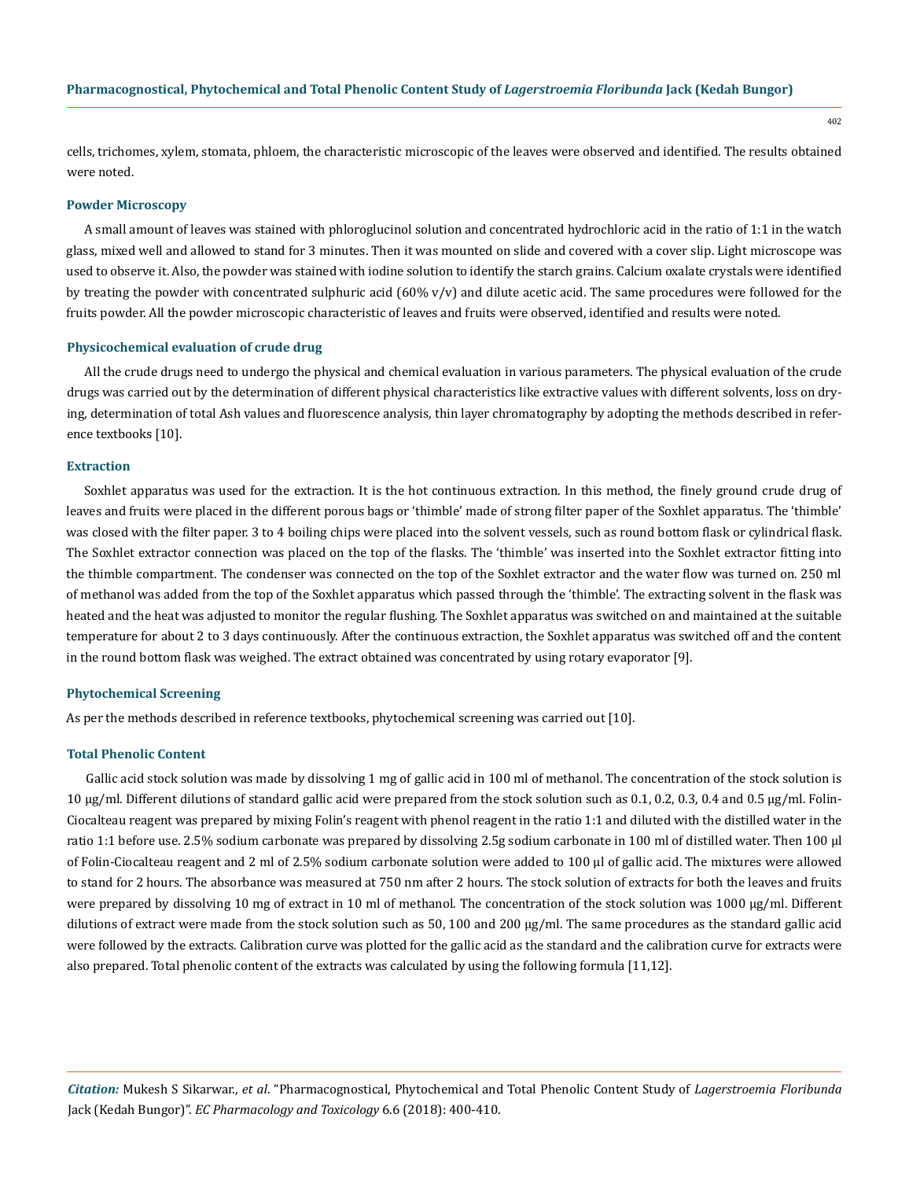cells, trichomes, xylem, stomata, phloem, the characteristic microscopic of the leaves were observed and identified. The results obtained were noted.

### Powder Microscopy

A small amount of leaves was stained with phloroglucinol solution and concentrated hydrochloric acid in the ratio of 1:1 in the watch glass, mixed well and allowed to stand for 3 minutes. Then it was mounted on slide and covered with a cover slip. Light microscope was used to observe it. Also, the powder was stained with iodine solution to identify the starch grains. Calcium oxalate crystals were identified by treating the powder with concentrated sulphuric acid (60% v/v) and dilute acetic acid. The same procedures were followed for the fruits powder. All the powder microscopic characteristic of leaves and fruits were observed, identified and results were noted.

### Physicochemical evaluation of crude drug

All the crude drugs need to undergo the physical and chemical evaluation in various parameters. The physical evaluation of the crude drugs was carried out by the determination of different physical characteristics like extractive values with different solvents, loss on drying, determination of total Ash values and fluorescence analysis, thin layer chromatography by adopting the methods described in reference textbooks [10].

### Extraction

Soxhlet apparatus was used for the extraction. It is the hot continuous extraction. In this method, the finely ground crude drug of leaves and fruits were placed in the different porous bags or 'thimble' made of strong filter paper of the Soxhlet apparatus. The 'thimble' was closed with the filter paper. 3 to 4 boiling chips were placed into the solvent vessels, such as round bottom flask or cylindrical flask. The Soxhlet extractor connection was placed on the top of the flasks. The 'thimble' was inserted into the Soxhlet extractor fitting into the thimble compartment. The condenser was connected on the top of the Soxhlet extractor and the water flow was turned on. 250 ml of methanol was added from the top of the Soxhlet apparatus which passed through the 'thimble'. The extracting solvent in the flask was heated and the heat was adjusted to monitor the regular flushing. The Soxhlet apparatus was switched on and maintained at the suitable temperature for about 2 to 3 days continuously. After the continuous extraction, the Soxhlet apparatus was switched off and the content in the round bottom flask was weighed. The extract obtained was concentrated by using rotary evaporator [9].

### Phytochemical Screening

As per the methods described in reference textbooks, phytochemical screening was carried out [10].

### Total Phenolic Content

Gallic acid stock solution was made by dissolving 1 mg of gallic acid in 100 ml of methanol. The concentration of the stock solution is 10 μg/ml. Different dilutions of standard gallic acid were prepared from the stock solution such as 0.1, 0.2, 0.3, 0.4 and 0.5 μg/ml. Folin-Ciocalteau reagent was prepared by mixing Folin's reagent with phenol reagent in the ratio 1:1 and diluted with the distilled water in the ratio 1:1 before use. 2.5% sodium carbonate was prepared by dissolving 2.5g sodium carbonate in 100 ml of distilled water. Then 100 μl of Folin-Ciocalteau reagent and 2 ml of 2.5% sodium carbonate solution were added to 100 μl of gallic acid. The mixtures were allowed to stand for 2 hours. The absorbance was measured at 750 nm after 2 hours. The stock solution of extracts for both the leaves and fruits were prepared by dissolving 10 mg of extract in 10 ml of methanol. The concentration of the stock solution was 1000 μg/ml. Different dilutions of extract were made from the stock solution such as 50, 100 and 200 μg/ml. The same procedures as the standard gallic acid were followed by the extracts. Calibration curve was plotted for the gallic acid as the standard and the calibration curve for extracts were also prepared. Total phenolic content of the extracts was calculated by using the following formula [11,12].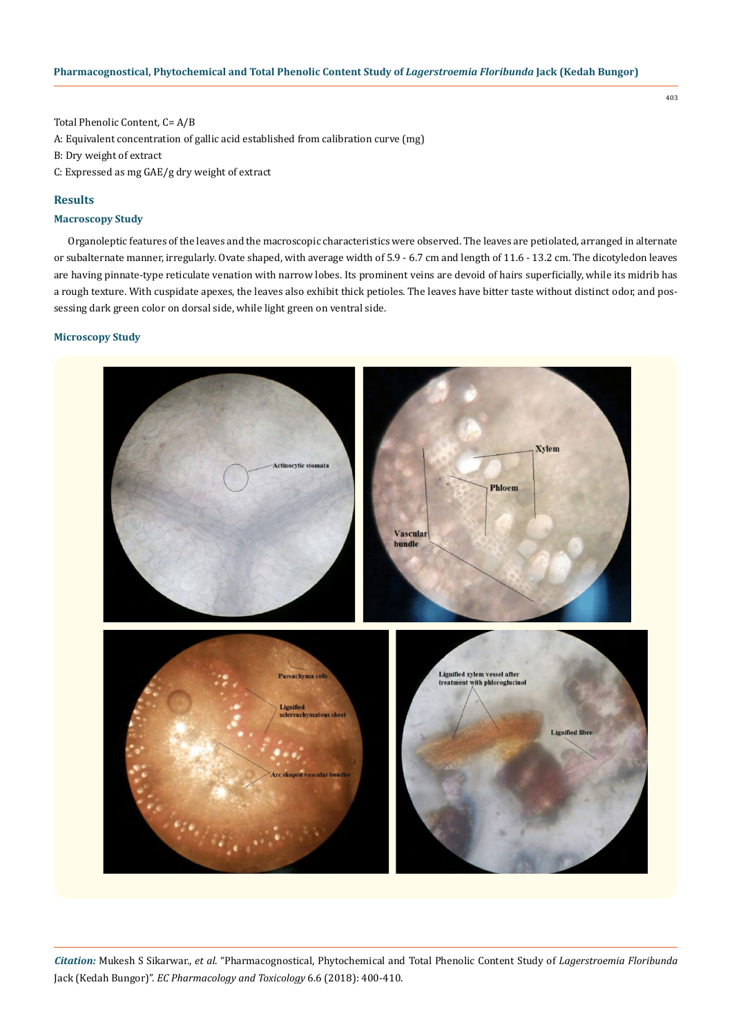Total Phenolic Content, C= A/B

A: Equivalent concentration of gallic acid established from calibration curve (mg)

B: Dry weight of extract

C: Expressed as mg GAE/g dry weight of extract

## Results

### Macroscopy Study

Organoleptic features of the leaves and the macroscopic characteristics were observed. The leaves are petiolated, arranged in alternate or subalternate manner, irregularly. Ovate shaped, with average width of 5.9 - 6.7 cm and length of 11.6 - 13.2 cm. The dicotyledon leaves are having pinnate-type reticulate venation with narrow lobes. Its prominent veins are devoid of hairs superficially, while its midrib has a rough texture. With cuspidate apexes, the leaves also exhibit thick petioles. The leaves have bitter taste without distinct odor, and possessing dark green color on dorsal side, while light green on ventral side.

### Microscopy Study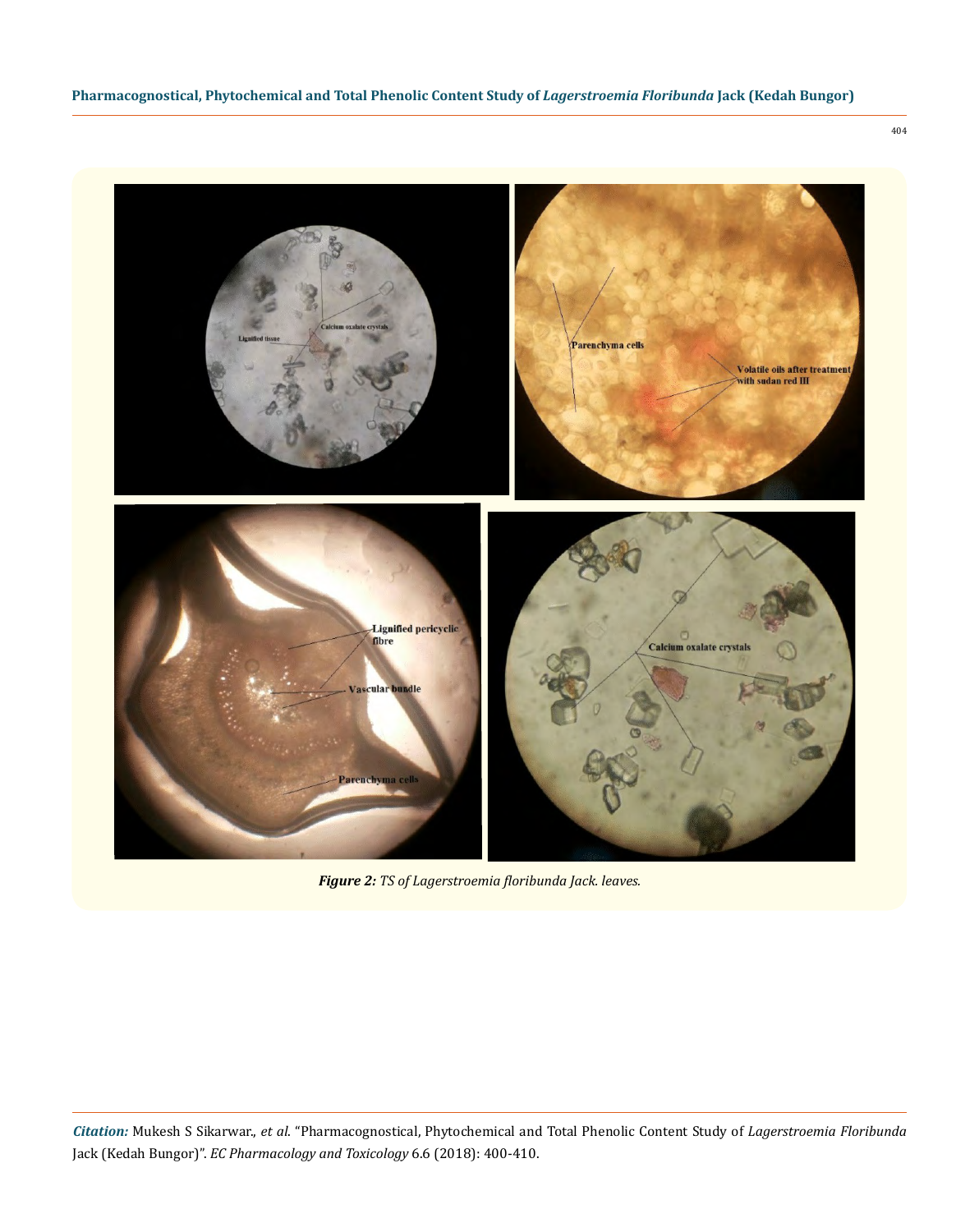*Figure 2: TS of Lagerstroemia floribunda Jack. leaves.*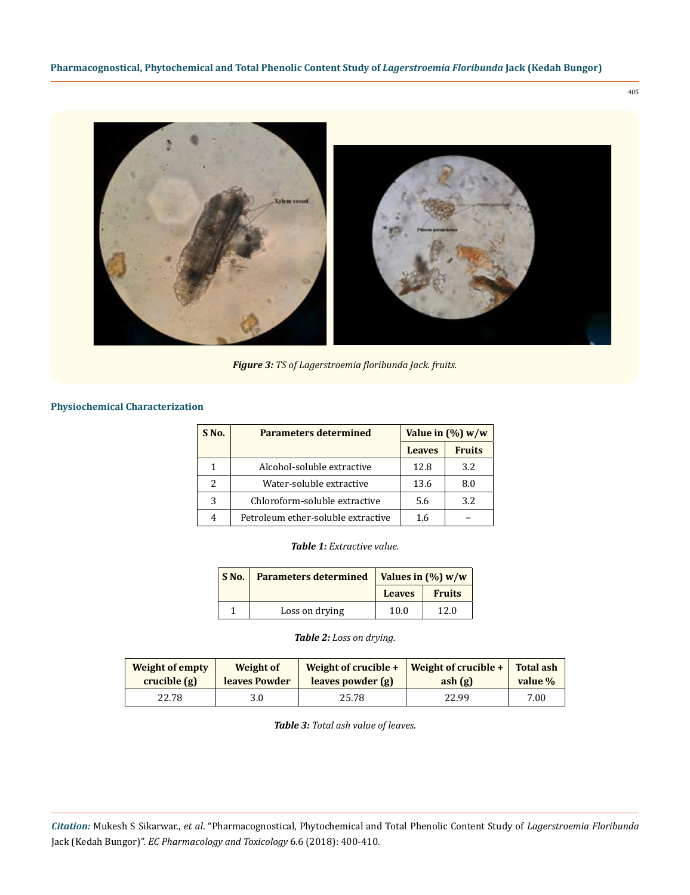*Figure 3: TS of Lagerstroemia floribunda Jack. fruits.*

## Physiochemical Characterization

| S No. | Parameters determined | Value in (%) w/w | |
|---|---|---|---|
| | | Leaves | Fruits |
| 1 | Alcohol-soluble extractive | 12.8 | 3.2 |
| 2 | Water-soluble extractive | 13.6 | 8.0 |
| 3 | Chloroform-soluble extractive | 5.6 | 3.2 |
| 4 | Petroleum ether-soluble extractive | 1.6 | – |

***Table 1:** Extractive value.*

| S No. | Parameters determined | Values in (%) w/w | |
|---|---|---|---|
| | | Leaves | Fruits |
| 1 | Loss on drying | 10.0 | 12.0 |

***Table 2:** Loss on drying.*

| Weight of empty crucible (g) | Weight of leaves Powder | Weight of crucible + leaves powder (g) | Weight of crucible + ash (g) | Total ash value % |
|---|---|---|---|---|
| 22.78 | 3.0 | 25.78 | 22.99 | 7.00 |

***Table 3:** Total ash value of leaves.*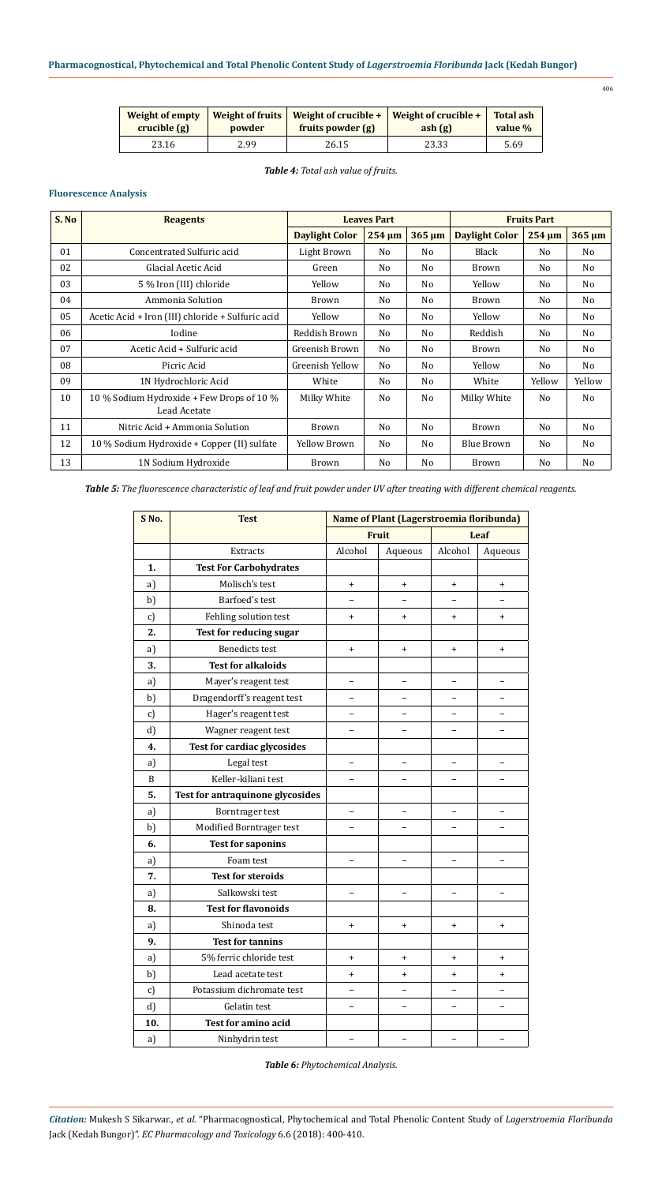| Weight of empty crucible (g) | Weight of fruits powder | Weight of crucible + fruits powder (g) | Weight of crucible + ash (g) | Total ash value % |
|---|---|---|---|---|
| 23.16 | 2.99 | 26.15 | 23.33 | 5.69 |

*Table 4: Total ash value of fruits.*

### Fluorescence Analysis

| S. No | Reagents | Leaves Part | | | Fruits Part | | |
|---|---|---|---|---|---|---|---|
| | | Daylight Color | 254 µm | 365 µm | Daylight Color | 254 µm | 365 µm |
| 01 | Concentrated Sulfuric acid | Light Brown | No | No | Black | No | No |
| 02 | Glacial Acetic Acid | Green | No | No | Brown | No | No |
| 03 | 5 % Iron (III) chloride | Yellow | No | No | Yellow | No | No |
| 04 | Ammonia Solution | Brown | No | No | Brown | No | No |
| 05 | Acetic Acid + Iron (III) chloride + Sulfuric acid | Yellow | No | No | Yellow | No | No |
| 06 | Iodine | Reddish Brown | No | No | Reddish | No | No |
| 07 | Acetic Acid + Sulfuric acid | Greenish Brown | No | No | Brown | No | No |
| 08 | Picric Acid | Greenish Yellow | No | No | Yellow | No | No |
| 09 | 1N Hydrochloric Acid | White | No | No | White | Yellow | Yellow |
| 10 | 10 % Sodium Hydroxide + Few Drops of 10 % Lead Acetate | Milky White | No | No | Milky White | No | No |
| 11 | Nitric Acid + Ammonia Solution | Brown | No | No | Brown | No | No |
| 12 | 10 % Sodium Hydroxide + Copper (II) sulfate | Yellow Brown | No | No | Blue Brown | No | No |
| 13 | 1N Sodium Hydroxide | Brown | No | No | Brown | No | No |

*Table 5: The fluorescence characteristic of leaf and fruit powder under UV after treating with different chemical reagents.*

| S No. | Test | Name of Plant (Lagerstroemia floribunda) | | | |
|---|---|---|---|---|---|
| | | Fruit | | Leaf | |
| | Extracts | Alcohol | Aqueous | Alcohol | Aqueous |
| **1.** | **Test For Carbohydrates** | | | | |
| a) | Molisch's test | + | + | + | + |
| b) | Barfoed's test | – | – | – | – |
| c) | Fehling solution test | + | + | + | + |
| **2.** | **Test for reducing sugar** | | | | |
| a) | Benedicts test | + | + | + | + |
| **3.** | **Test for alkaloids** | | | | |
| a) | Mayer's reagent test | – | – | – | – |
| b) | Dragendorff's reagent test | – | – | – | – |
| c) | Hager's reagent test | – | – | – | – |
| d) | Wagner reagent test | – | – | – | – |
| **4.** | **Test for cardiac glycosides** | | | | |
| a) | Legal test | – | – | – | – |
| B | Keller-kiliani test | – | – | – | – |
| **5.** | **Test for antraquinone glycosides** | | | | |
| a) | Borntrager test | – | – | – | – |
| b) | Modified Borntrager test | – | – | – | – |
| **6.** | **Test for saponins** | | | | |
| a) | Foam test | – | – | – | – |
| **7.** | **Test for steroids** | | | | |
| a) | Salkowski test | – | – | – | – |
| **8.** | **Test for flavonoids** | | | | |
| a) | Shinoda test | + | + | + | + |
| **9.** | **Test for tannins** | | | | |
| a) | 5% ferric chloride test | + | + | + | + |
| b) | Lead acetate test | + | + | + | + |
| c) | Potassium dichromate test | – | – | – | – |
| d) | Gelatin test | – | – | – | – |
| **10.** | **Test for amino acid** | | | | |
| a) | Ninhydrin test | – | – | – | – |

*Table 6: Phytochemical Analysis.*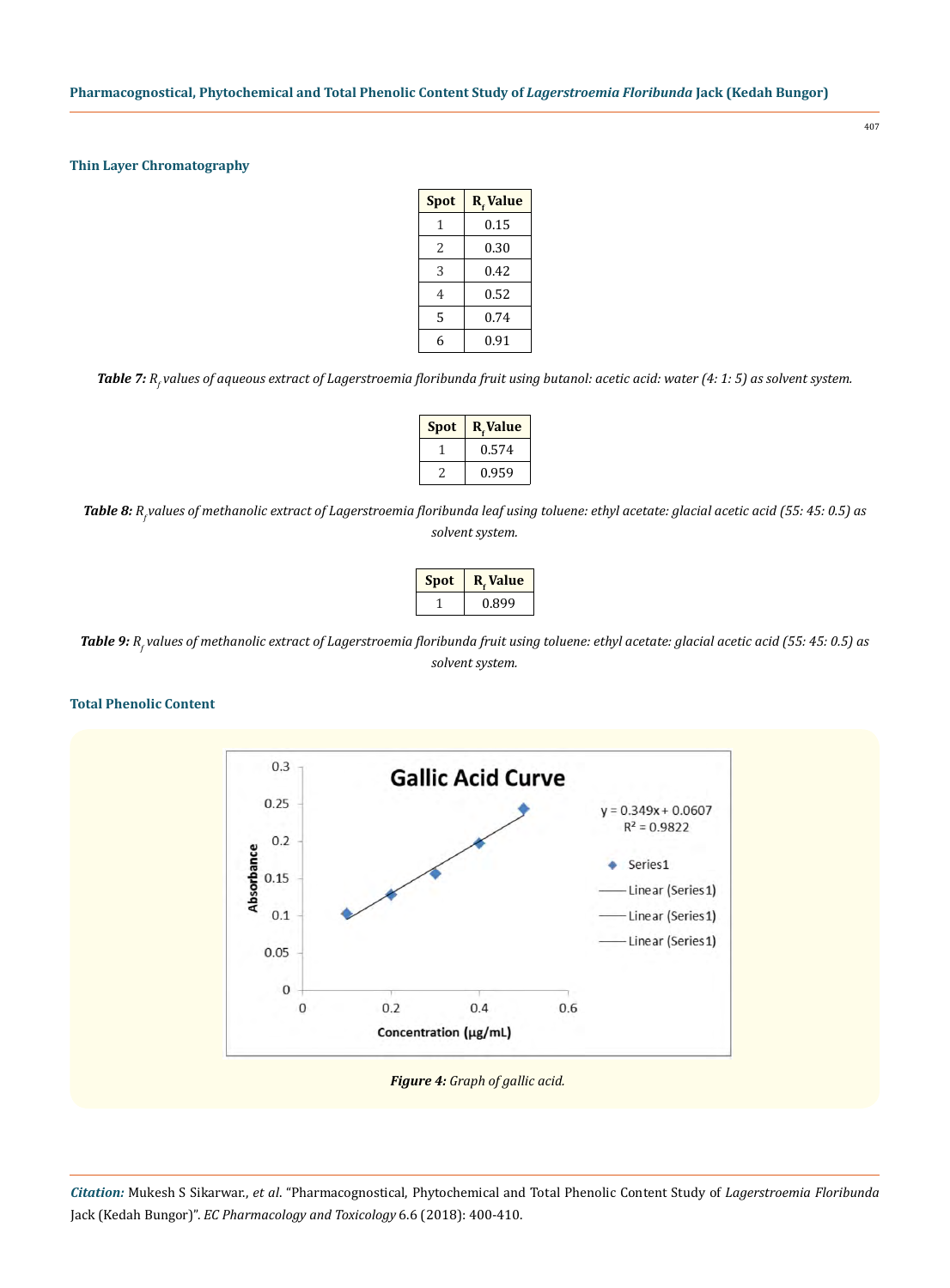### Thin Layer Chromatography

| Spot | $R_f$ Value |
|---|---|
| 1 | 0.15 |
| 2 | 0.30 |
| 3 | 0.42 |
| 4 | 0.52 |
| 5 | 0.74 |
| 6 | 0.91 |

***Table 7:*** *$R_f$ values of aqueous extract of Lagerstroemia floribunda fruit using butanol: acetic acid: water (4: 1: 5) as solvent system.*

| Spot | $R_f$ Value |
|---|---|
| 1 | 0.574 |
| 2 | 0.959 |

***Table 8:*** *$R_f$ values of methanolic extract of Lagerstroemia floribunda leaf using toluene: ethyl acetate: glacial acetic acid (55: 45: 0.5) as solvent system.*

| Spot | $R_f$ Value |
|---|---|
| 1 | 0.899 |

***Table 9:*** *$R_f$ values of methanolic extract of Lagerstroemia floribunda fruit using toluene: ethyl acetate: glacial acetic acid (55: 45: 0.5) as solvent system.*

### Total Phenolic Content

***Figure 4:*** *Graph of gallic acid.*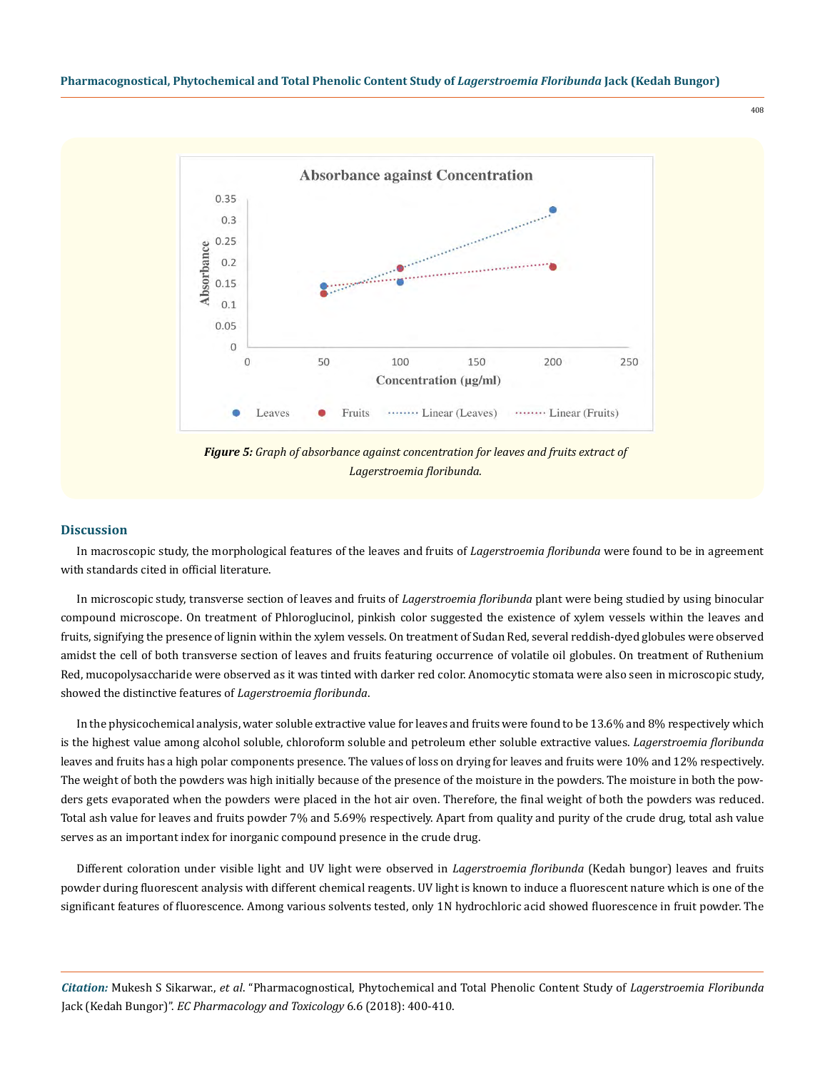*Figure 5: Graph of absorbance against concentration for leaves and fruits extract of Lagerstroemia floribunda.*

## Discussion

In macroscopic study, the morphological features of the leaves and fruits of *Lagerstroemia floribunda* were found to be in agreement with standards cited in official literature.

In microscopic study, transverse section of leaves and fruits of *Lagerstroemia floribunda* plant were being studied by using binocular compound microscope. On treatment of Phloroglucinol, pinkish color suggested the existence of xylem vessels within the leaves and fruits, signifying the presence of lignin within the xylem vessels. On treatment of Sudan Red, several reddish-dyed globules were observed amidst the cell of both transverse section of leaves and fruits featuring occurrence of volatile oil globules. On treatment of Ruthenium Red, mucopolysaccharide were observed as it was tinted with darker red color. Anomocytic stomata were also seen in microscopic study, showed the distinctive features of *Lagerstroemia floribunda*.

In the physicochemical analysis, water soluble extractive value for leaves and fruits were found to be 13.6% and 8% respectively which is the highest value among alcohol soluble, chloroform soluble and petroleum ether soluble extractive values. *Lagerstroemia floribunda* leaves and fruits has a high polar components presence. The values of loss on drying for leaves and fruits were 10% and 12% respectively. The weight of both the powders was high initially because of the presence of the moisture in the powders. The moisture in both the powders gets evaporated when the powders were placed in the hot air oven. Therefore, the final weight of both the powders was reduced. Total ash value for leaves and fruits powder 7% and 5.69% respectively. Apart from quality and purity of the crude drug, total ash value serves as an important index for inorganic compound presence in the crude drug.

Different coloration under visible light and UV light were observed in *Lagerstroemia floribunda* (Kedah bungor) leaves and fruits powder during fluorescent analysis with different chemical reagents. UV light is known to induce a fluorescent nature which is one of the significant features of fluorescence. Among various solvents tested, only 1N hydrochloric acid showed fluorescence in fruit powder. The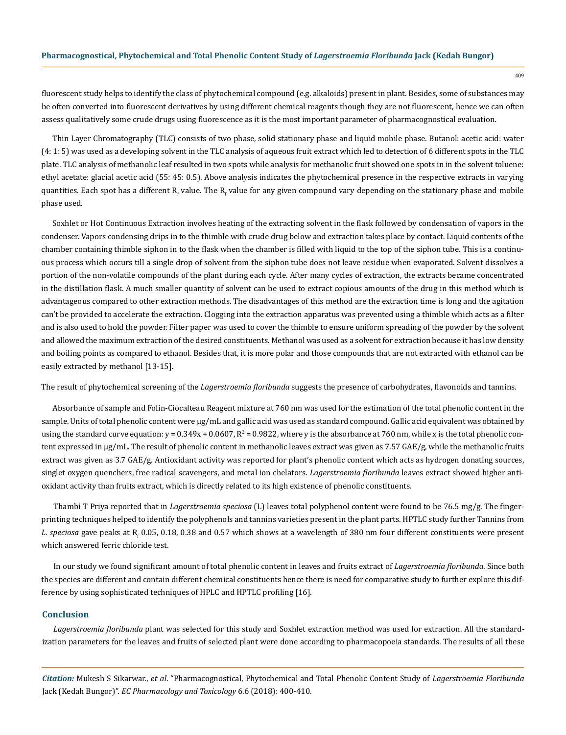fluorescent study helps to identify the class of phytochemical compound (e.g. alkaloids) present in plant. Besides, some of substances may be often converted into fluorescent derivatives by using different chemical reagents though they are not fluorescent, hence we can often assess qualitatively some crude drugs using fluorescence as it is the most important parameter of pharmacognostical evaluation.

Thin Layer Chromatography (TLC) consists of two phase, solid stationary phase and liquid mobile phase. Butanol: acetic acid: water (4: 1: 5) was used as a developing solvent in the TLC analysis of aqueous fruit extract which led to detection of 6 different spots in the TLC plate. TLC analysis of methanolic leaf resulted in two spots while analysis for methanolic fruit showed one spots in in the solvent toluene: ethyl acetate: glacial acetic acid (55: 45: 0.5). Above analysis indicates the phytochemical presence in the respective extracts in varying quantities. Each spot has a different $R_f$ value. The $R_f$ value for any given compound vary depending on the stationary phase and mobile phase used.

Soxhlet or Hot Continuous Extraction involves heating of the extracting solvent in the flask followed by condensation of vapors in the condenser. Vapors condensing drips in to to the thimble with crude drug below and extraction takes place by contact. Liquid contents of the chamber containing thimble siphon in to the flask when the chamber is filled with liquid to the top of the siphon tube. This is a continuous process which occurs till a single drop of solvent from the siphon tube does not leave residue when evaporated. Solvent dissolves a portion of the non-volatile compounds of the plant during each cycle. After many cycles of extraction, the extracts became concentrated in the distillation flask. A much smaller quantity of solvent can be used to extract copious amounts of the drug in this method which is advantageous compared to other extraction methods. The disadvantages of this method are the extraction time is long and the agitation can't be provided to accelerate the extraction. Clogging into the extraction apparatus was prevented using a thimble which acts as a filter and is also used to hold the powder. Filter paper was used to cover the thimble to ensure uniform spreading of the powder by the solvent and allowed the maximum extraction of the desired constituents. Methanol was used as a solvent for extraction because it has low density and boiling points as compared to ethanol. Besides that, it is more polar and those compounds that are not extracted with ethanol can be easily extracted by methanol [13-15].

The result of phytochemical screening of the *Lagerstroemia floribunda* suggests the presence of carbohydrates, flavonoids and tannins.

Absorbance of sample and Folin-Ciocalteau Reagent mixture at 760 nm was used for the estimation of the total phenolic content in the sample. Units of total phenolic content were μg/mL and gallic acid was used as standard compound. Gallic acid equivalent was obtained by using the standard curve equation: $y = 0.349x + 0.0607$, $R^2 = 0.9822$, where y is the absorbance at 760 nm, while x is the total phenolic content expressed in μg/mL. The result of phenolic content in methanolic leaves extract was given as 7.57 GAE/g, while the methanolic fruits extract was given as 3.7 GAE/g. Antioxidant activity was reported for plant's phenolic content which acts as hydrogen donating sources, singlet oxygen quenchers, free radical scavengers, and metal ion chelators. *Lagerstroemia floribunda* leaves extract showed higher antioxidant activity than fruits extract, which is directly related to its high existence of phenolic constituents.

Thambi T Priya reported that in *Lagerstroemia speciosa* (L) leaves total polyphenol content were found to be 76.5 mg/g. The fingerprinting techniques helped to identify the polyphenols and tannins varieties present in the plant parts. HPTLC study further Tannins from *L. speciosa* gave peaks at $R_f$ 0.05, 0.18, 0.38 and 0.57 which shows at a wavelength of 380 nm four different constituents were present which answered ferric chloride test.

In our study we found significant amount of total phenolic content in leaves and fruits extract of *Lagerstroemia floribunda*. Since both the species are different and contain different chemical constituents hence there is need for comparative study to further explore this difference by using sophisticated techniques of HPLC and HPTLC profiling [16].

## Conclusion

*Lagerstroemia floribunda* plant was selected for this study and Soxhlet extraction method was used for extraction. All the standardization parameters for the leaves and fruits of selected plant were done according to pharmacopoeia standards. The results of all these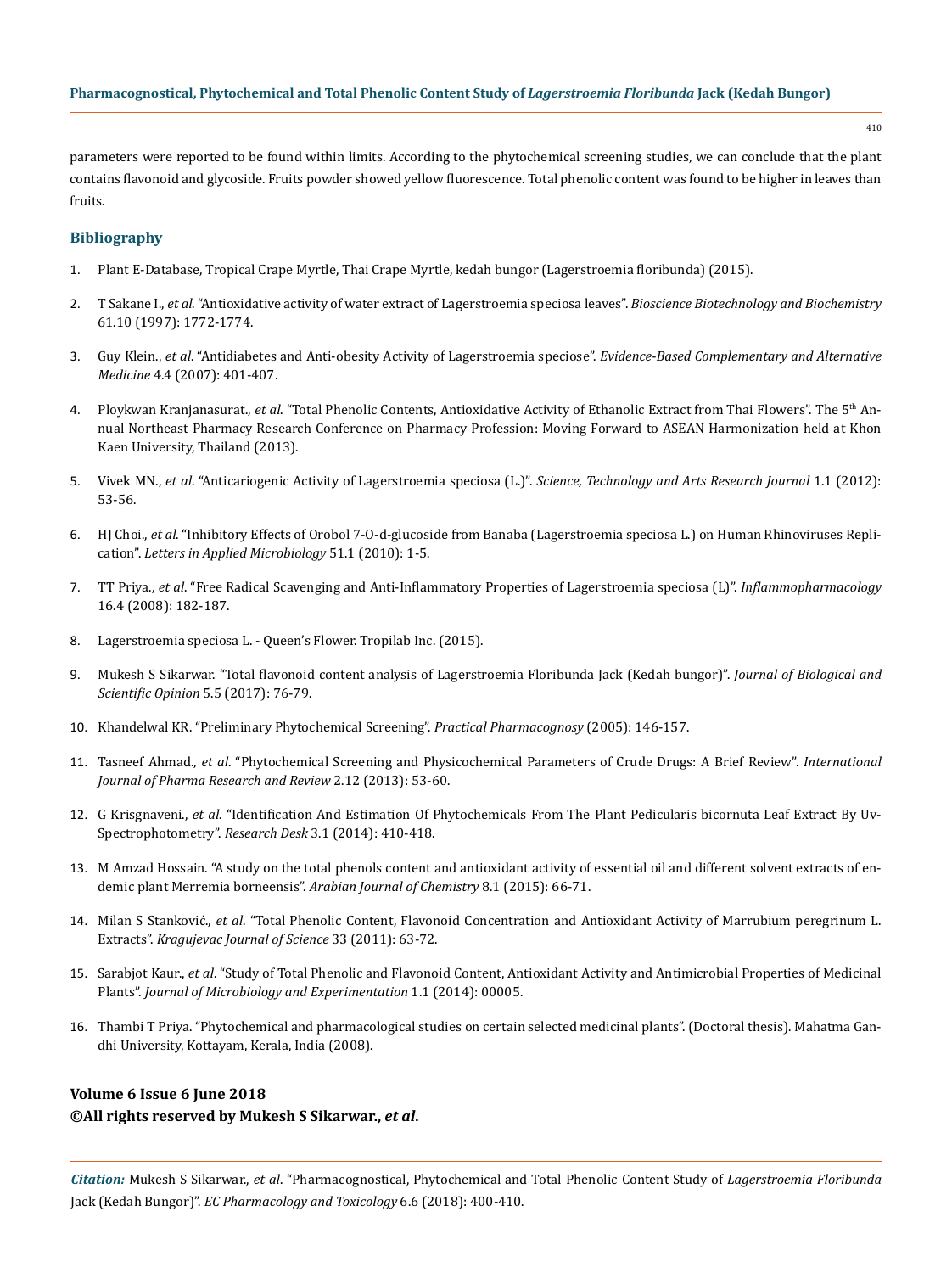parameters were reported to be found within limits. According to the phytochemical screening studies, we can conclude that the plant contains flavonoid and glycoside. Fruits powder showed yellow fluorescence. Total phenolic content was found to be higher in leaves than fruits.

## Bibliography

1. Plant E-Database, Tropical Crape Myrtle, Thai Crape Myrtle, kedah bungor (Lagerstroemia floribunda) (2015).
2. T Sakane I., *et al*. "Antioxidative activity of water extract of Lagerstroemia speciosa leaves". *Bioscience Biotechnology and Biochemistry* 61.10 (1997): 1772-1774.
3. Guy Klein., *et al*. "Antidiabetes and Anti-obesity Activity of Lagerstroemia speciose". *Evidence-Based Complementary and Alternative Medicine* 4.4 (2007): 401-407.
4. Ploykwan Kranjanasurat., *et al*. "Total Phenolic Contents, Antioxidative Activity of Ethanolic Extract from Thai Flowers". The 5th Annual Northeast Pharmacy Research Conference on Pharmacy Profession: Moving Forward to ASEAN Harmonization held at Khon Kaen University, Thailand (2013).
5. Vivek MN., *et al*. "Anticariogenic Activity of Lagerstroemia speciosa (L.)". *Science, Technology and Arts Research Journal* 1.1 (2012): 53-56.
6. HJ Choi., *et al*. "Inhibitory Effects of Orobol 7-O-d-glucoside from Banaba (Lagerstroemia speciosa L.) on Human Rhinoviruses Replication". *Letters in Applied Microbiology* 51.1 (2010): 1-5.
7. TT Priya., *et al*. "Free Radical Scavenging and Anti-Inflammatory Properties of Lagerstroemia speciosa (L)". *Inflammopharmacology* 16.4 (2008): 182-187.
8. Lagerstroemia speciosa L. - Queen's Flower. Tropilab Inc. (2015).
9. Mukesh S Sikarwar. "Total flavonoid content analysis of Lagerstroemia Floribunda Jack (Kedah bungor)". *Journal of Biological and Scientific Opinion* 5.5 (2017): 76-79.
10. Khandelwal KR. "Preliminary Phytochemical Screening". *Practical Pharmacognosy* (2005): 146-157.
11. Tasneef Ahmad., *et al*. "Phytochemical Screening and Physicochemical Parameters of Crude Drugs: A Brief Review". *International Journal of Pharma Research and Review* 2.12 (2013): 53-60.
12. G Krisgnaveni., *et al*. "Identification And Estimation Of Phytochemicals From The Plant Pedicularis bicornuta Leaf Extract By Uv-Spectrophotometry". *Research Desk* 3.1 (2014): 410-418.
13. M Amzad Hossain. "A study on the total phenols content and antioxidant activity of essential oil and different solvent extracts of endemic plant Merremia borneensis". *Arabian Journal of Chemistry* 8.1 (2015): 66-71.
14. Milan S Stanković., *et al*. "Total Phenolic Content, Flavonoid Concentration and Antioxidant Activity of Marrubium peregrinum L. Extracts". *Kragujevac Journal of Science* 33 (2011): 63-72.
15. Sarabjot Kaur., *et al*. "Study of Total Phenolic and Flavonoid Content, Antioxidant Activity and Antimicrobial Properties of Medicinal Plants". *Journal of Microbiology and Experimentation* 1.1 (2014): 00005.
16. Thambi T Priya. "Phytochemical and pharmacological studies on certain selected medicinal plants". (Doctoral thesis). Mahatma Gandhi University, Kottayam, Kerala, India (2008).

**Volume 6 Issue 6 June 2018**
**©All rights reserved by Mukesh S Sikarwar., *et al*.**